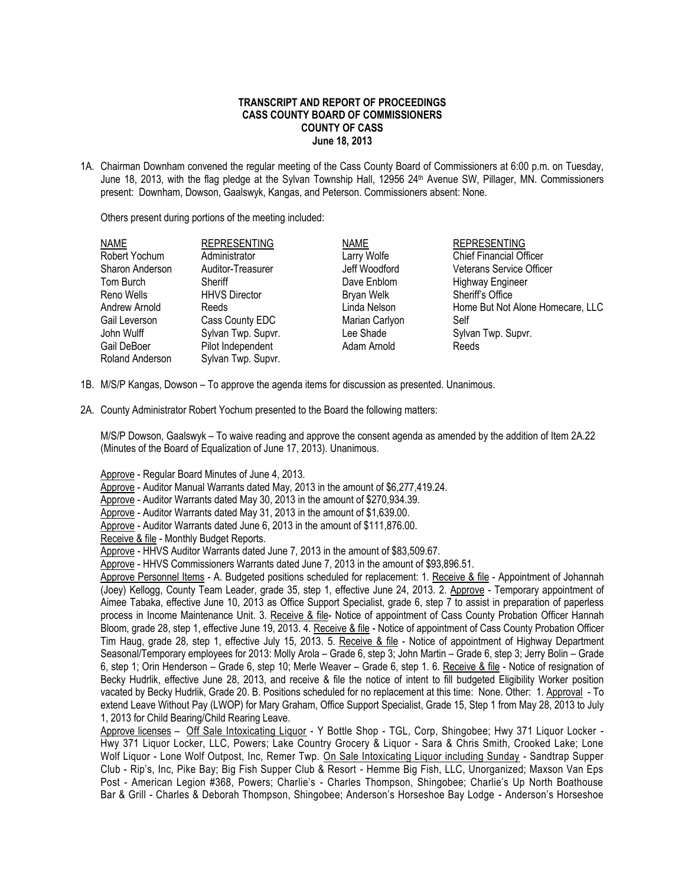**TRANSCRIPT AND REPORT OF PROCEEDINGS**
**CASS COUNTY BOARD OF COMMISSIONERS**
**COUNTY OF CASS**
**June 18, 2013**

1A. Chairman Downham convened the regular meeting of the Cass County Board of Commissioners at 6:00 p.m. on Tuesday, June 18, 2013, with the flag pledge at the Sylvan Township Hall, 12956 24th Avenue SW, Pillager, MN. Commissioners present: Downham, Dowson, Gaalswyk, Kangas, and Peterson. Commissioners absent: None.

Others present during portions of the meeting included:

| NAME | REPRESENTING | NAME | REPRESENTING |
|---|---|---|---|
| Robert Yochum | Administrator | Larry Wolfe | Chief Financial Officer |
| Sharon Anderson | Auditor-Treasurer | Jeff Woodford | Veterans Service Officer |
| Tom Burch | Sheriff | Dave Enblom | Highway Engineer |
| Reno Wells | HHVS Director | Bryan Welk | Sheriff's Office |
| Andrew Arnold | Reeds | Linda Nelson | Home But Not Alone Homecare, LLC |
| Gail Leverson | Cass County EDC | Marian Carlyon | Self |
| John Wulff | Sylvan Twp. Supvr. | Lee Shade | Sylvan Twp. Supvr. |
| Gail DeBoer | Pilot Independent | Adam Arnold | Reeds |
| Roland Anderson | Sylvan Twp. Supvr. | | |

1B. M/S/P Kangas, Dowson – To approve the agenda items for discussion as presented. Unanimous.

2A. County Administrator Robert Yochum presented to the Board the following matters:

M/S/P Dowson, Gaalswyk – To waive reading and approve the consent agenda as amended by the addition of Item 2A.22 (Minutes of the Board of Equalization of June 17, 2013). Unanimous.

Approve - Regular Board Minutes of June 4, 2013.
Approve - Auditor Manual Warrants dated May, 2013 in the amount of $6,277,419.24.
Approve - Auditor Warrants dated May 30, 2013 in the amount of $270,934.39.
Approve - Auditor Warrants dated May 31, 2013 in the amount of $1,639.00.
Approve - Auditor Warrants dated June 6, 2013 in the amount of $111,876.00.
Receive & file - Monthly Budget Reports.
Approve - HHVS Auditor Warrants dated June 7, 2013 in the amount of $83,509.67.
Approve - HHVS Commissioners Warrants dated June 7, 2013 in the amount of $93,896.51.
Approve Personnel Items - A. Budgeted positions scheduled for replacement: 1. Receive & file - Appointment of Johannah (Joey) Kellogg, County Team Leader, grade 35, step 1, effective June 24, 2013. 2. Approve - Temporary appointment of Aimee Tabaka, effective June 10, 2013 as Office Support Specialist, grade 6, step 7 to assist in preparation of paperless process in Income Maintenance Unit. 3. Receive & file- Notice of appointment of Cass County Probation Officer Hannah Bloom, grade 28, step 1, effective June 19, 2013. 4. Receive & file - Notice of appointment of Cass County Probation Officer Tim Haug, grade 28, step 1, effective July 15, 2013. 5. Receive & file - Notice of appointment of Highway Department Seasonal/Temporary employees for 2013: Molly Arola – Grade 6, step 3; John Martin – Grade 6, step 3; Jerry Bolin – Grade 6, step 1; Orin Henderson – Grade 6, step 10; Merle Weaver – Grade 6, step 1. 6. Receive & file - Notice of resignation of Becky Hudrlik, effective June 28, 2013, and receive & file the notice of intent to fill budgeted Eligibility Worker position vacated by Becky Hudrlik, Grade 20. B. Positions scheduled for no replacement at this time: None. Other: 1. Approval - To extend Leave Without Pay (LWOP) for Mary Graham, Office Support Specialist, Grade 15, Step 1 from May 28, 2013 to July 1, 2013 for Child Bearing/Child Rearing Leave.
Approve licenses – Off Sale Intoxicating Liquor - Y Bottle Shop - TGL, Corp, Shingobee; Hwy 371 Liquor Locker - Hwy 371 Liquor Locker, LLC, Powers; Lake Country Grocery & Liquor - Sara & Chris Smith, Crooked Lake; Lone Wolf Liquor - Lone Wolf Outpost, Inc, Remer Twp. On Sale Intoxicating Liquor including Sunday - Sandtrap Supper Club - Rip's, Inc, Pike Bay; Big Fish Supper Club & Resort - Hemme Big Fish, LLC, Unorganized; Maxson Van Eps Post - American Legion #368, Powers; Charlie's - Charles Thompson, Shingobee; Charlie's Up North Boathouse Bar & Grill - Charles & Deborah Thompson, Shingobee; Anderson's Horseshoe Bay Lodge - Anderson's Horseshoe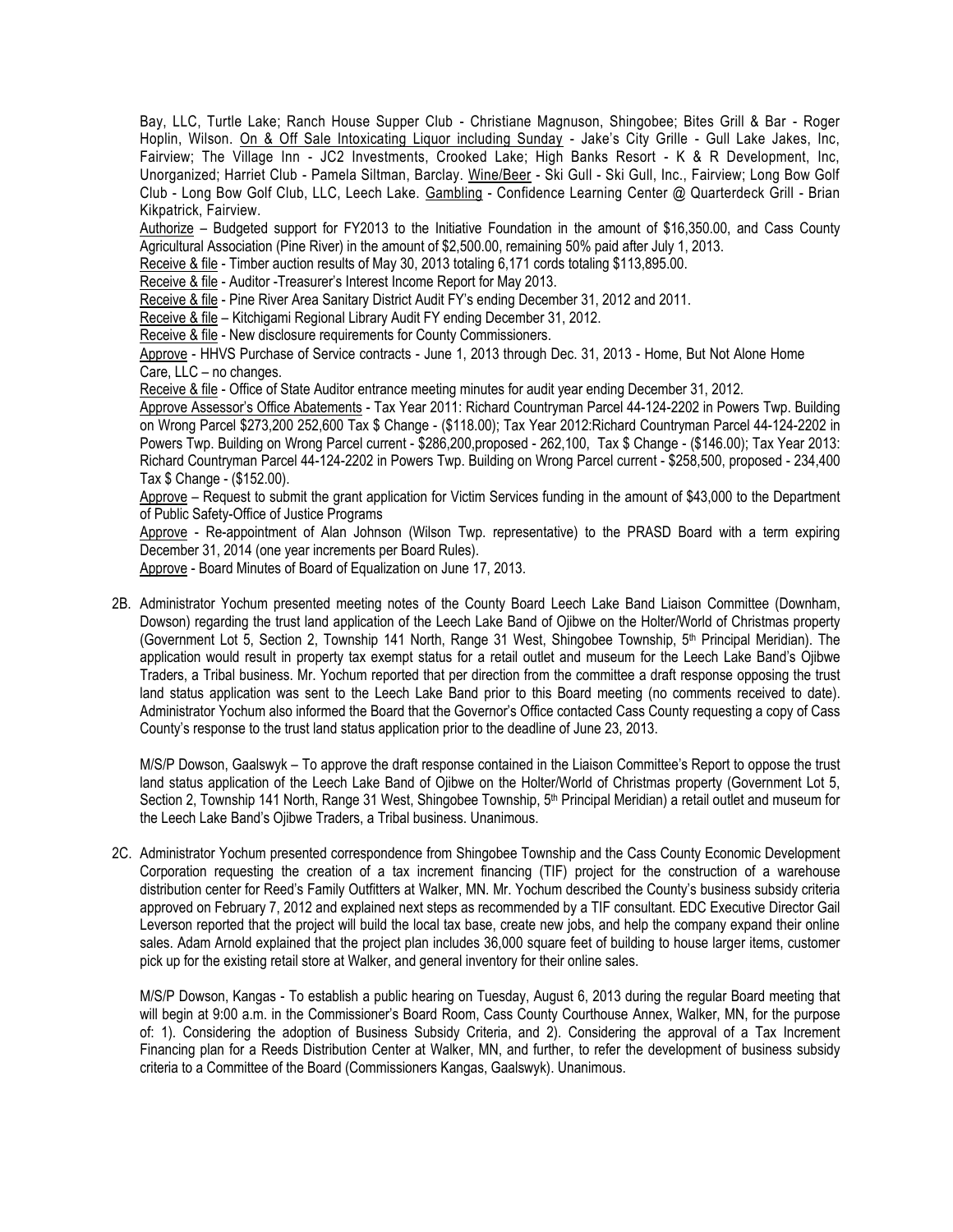Bay, LLC, Turtle Lake; Ranch House Supper Club - Christiane Magnuson, Shingobee; Bites Grill & Bar - Roger Hoplin, Wilson. On & Off Sale Intoxicating Liquor including Sunday - Jake's City Grille - Gull Lake Jakes, Inc, Fairview; The Village Inn - JC2 Investments, Crooked Lake; High Banks Resort - K & R Development, Inc, Unorganized; Harriet Club - Pamela Siltman, Barclay. Wine/Beer - Ski Gull - Ski Gull, Inc., Fairview; Long Bow Golf Club - Long Bow Golf Club, LLC, Leech Lake. Gambling - Confidence Learning Center @ Quarterdeck Grill - Brian Kikpatrick, Fairview.

Authorize – Budgeted support for FY2013 to the Initiative Foundation in the amount of $16,350.00, and Cass County Agricultural Association (Pine River) in the amount of $2,500.00, remaining 50% paid after July 1, 2013.

Receive & file - Timber auction results of May 30, 2013 totaling 6,171 cords totaling $113,895.00.

Receive & file - Auditor -Treasurer's Interest Income Report for May 2013.

Receive & file - Pine River Area Sanitary District Audit FY's ending December 31, 2012 and 2011.

Receive & file – Kitchigami Regional Library Audit FY ending December 31, 2012.

Receive & file - New disclosure requirements for County Commissioners.

Approve - HHVS Purchase of Service contracts - June 1, 2013 through Dec. 31, 2013 - Home, But Not Alone Home Care, LLC – no changes.

Receive & file - Office of State Auditor entrance meeting minutes for audit year ending December 31, 2012.

Approve Assessor's Office Abatements - Tax Year 2011: Richard Countryman Parcel 44-124-2202 in Powers Twp. Building on Wrong Parcel $273,200 252,600 Tax $ Change - ($118.00); Tax Year 2012:Richard Countryman Parcel 44-124-2202 in Powers Twp. Building on Wrong Parcel current - $286,200,proposed - 262,100, Tax $ Change - ($146.00); Tax Year 2013: Richard Countryman Parcel 44-124-2202 in Powers Twp. Building on Wrong Parcel current - $258,500, proposed - 234,400 Tax $ Change - ($152.00).

Approve – Request to submit the grant application for Victim Services funding in the amount of $43,000 to the Department of Public Safety-Office of Justice Programs

Approve - Re-appointment of Alan Johnson (Wilson Twp. representative) to the PRASD Board with a term expiring December 31, 2014 (one year increments per Board Rules).

Approve - Board Minutes of Board of Equalization on June 17, 2013.

2B. Administrator Yochum presented meeting notes of the County Board Leech Lake Band Liaison Committee (Downham, Dowson) regarding the trust land application of the Leech Lake Band of Ojibwe on the Holter/World of Christmas property (Government Lot 5, Section 2, Township 141 North, Range 31 West, Shingobee Township, 5th Principal Meridian). The application would result in property tax exempt status for a retail outlet and museum for the Leech Lake Band's Ojibwe Traders, a Tribal business. Mr. Yochum reported that per direction from the committee a draft response opposing the trust land status application was sent to the Leech Lake Band prior to this Board meeting (no comments received to date). Administrator Yochum also informed the Board that the Governor's Office contacted Cass County requesting a copy of Cass County's response to the trust land status application prior to the deadline of June 23, 2013.

M/S/P Dowson, Gaalswyk – To approve the draft response contained in the Liaison Committee's Report to oppose the trust land status application of the Leech Lake Band of Ojibwe on the Holter/World of Christmas property (Government Lot 5, Section 2, Township 141 North, Range 31 West, Shingobee Township, 5th Principal Meridian) a retail outlet and museum for the Leech Lake Band's Ojibwe Traders, a Tribal business. Unanimous.

2C. Administrator Yochum presented correspondence from Shingobee Township and the Cass County Economic Development Corporation requesting the creation of a tax increment financing (TIF) project for the construction of a warehouse distribution center for Reed's Family Outfitters at Walker, MN. Mr. Yochum described the County's business subsidy criteria approved on February 7, 2012 and explained next steps as recommended by a TIF consultant. EDC Executive Director Gail Leverson reported that the project will build the local tax base, create new jobs, and help the company expand their online sales. Adam Arnold explained that the project plan includes 36,000 square feet of building to house larger items, customer pick up for the existing retail store at Walker, and general inventory for their online sales.

M/S/P Dowson, Kangas - To establish a public hearing on Tuesday, August 6, 2013 during the regular Board meeting that will begin at 9:00 a.m. in the Commissioner's Board Room, Cass County Courthouse Annex, Walker, MN, for the purpose of: 1). Considering the adoption of Business Subsidy Criteria, and 2). Considering the approval of a Tax Increment Financing plan for a Reeds Distribution Center at Walker, MN, and further, to refer the development of business subsidy criteria to a Committee of the Board (Commissioners Kangas, Gaalswyk). Unanimous.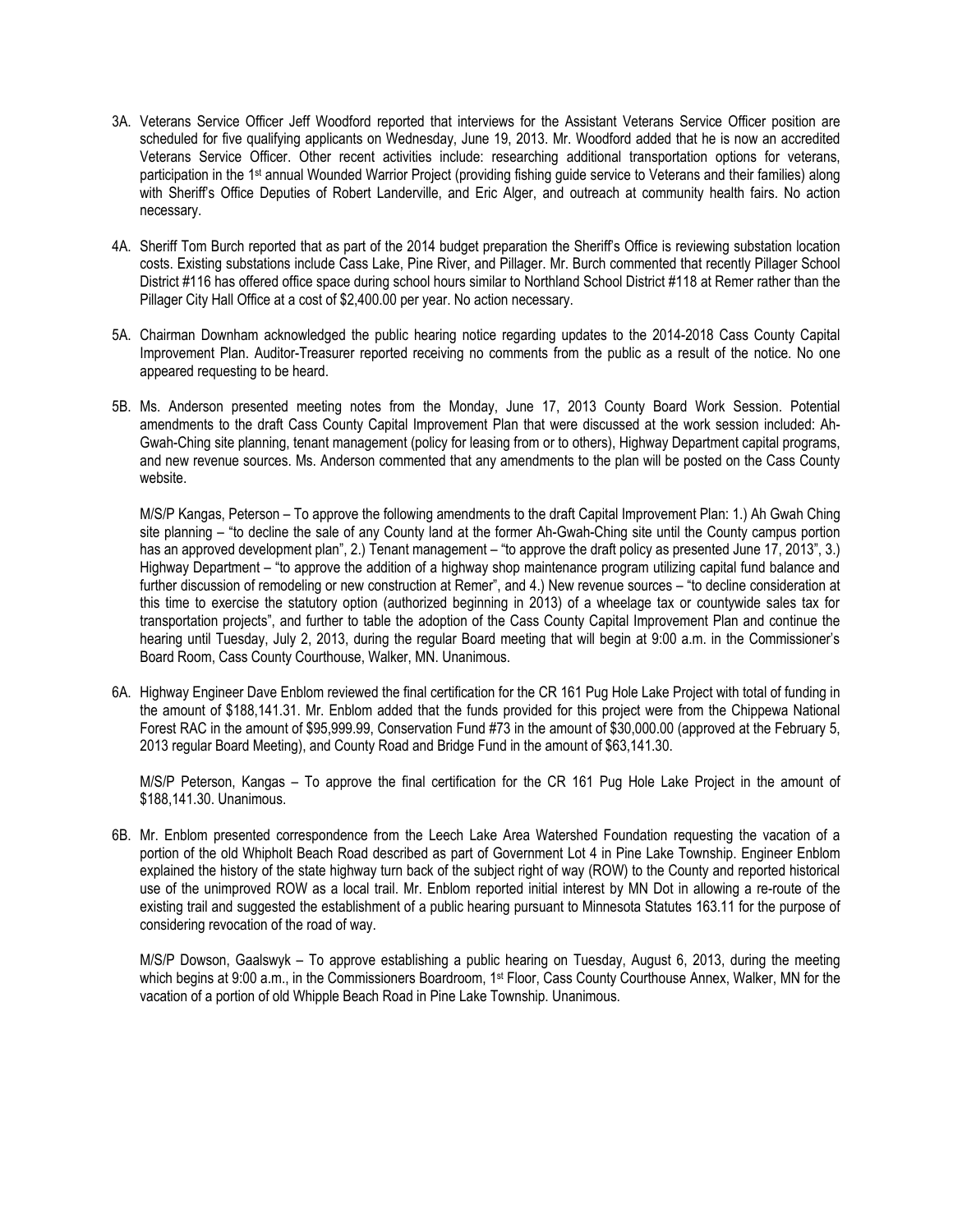3A. Veterans Service Officer Jeff Woodford reported that interviews for the Assistant Veterans Service Officer position are scheduled for five qualifying applicants on Wednesday, June 19, 2013. Mr. Woodford added that he is now an accredited Veterans Service Officer. Other recent activities include: researching additional transportation options for veterans, participation in the 1st annual Wounded Warrior Project (providing fishing guide service to Veterans and their families) along with Sheriff's Office Deputies of Robert Landerville, and Eric Alger, and outreach at community health fairs. No action necessary.

4A. Sheriff Tom Burch reported that as part of the 2014 budget preparation the Sheriff's Office is reviewing substation location costs. Existing substations include Cass Lake, Pine River, and Pillager. Mr. Burch commented that recently Pillager School District #116 has offered office space during school hours similar to Northland School District #118 at Remer rather than the Pillager City Hall Office at a cost of $2,400.00 per year. No action necessary.

5A. Chairman Downham acknowledged the public hearing notice regarding updates to the 2014-2018 Cass County Capital Improvement Plan. Auditor-Treasurer reported receiving no comments from the public as a result of the notice. No one appeared requesting to be heard.

5B. Ms. Anderson presented meeting notes from the Monday, June 17, 2013 County Board Work Session. Potential amendments to the draft Cass County Capital Improvement Plan that were discussed at the work session included: Ah-Gwah-Ching site planning, tenant management (policy for leasing from or to others), Highway Department capital programs, and new revenue sources. Ms. Anderson commented that any amendments to the plan will be posted on the Cass County website.

M/S/P Kangas, Peterson – To approve the following amendments to the draft Capital Improvement Plan: 1.) Ah Gwah Ching site planning – "to decline the sale of any County land at the former Ah-Gwah-Ching site until the County campus portion has an approved development plan", 2.) Tenant management – "to approve the draft policy as presented June 17, 2013", 3.) Highway Department – "to approve the addition of a highway shop maintenance program utilizing capital fund balance and further discussion of remodeling or new construction at Remer", and 4.) New revenue sources – "to decline consideration at this time to exercise the statutory option (authorized beginning in 2013) of a wheelage tax or countywide sales tax for transportation projects", and further to table the adoption of the Cass County Capital Improvement Plan and continue the hearing until Tuesday, July 2, 2013, during the regular Board meeting that will begin at 9:00 a.m. in the Commissioner's Board Room, Cass County Courthouse, Walker, MN. Unanimous.

6A. Highway Engineer Dave Enblom reviewed the final certification for the CR 161 Pug Hole Lake Project with total of funding in the amount of $188,141.31. Mr. Enblom added that the funds provided for this project were from the Chippewa National Forest RAC in the amount of $95,999.99, Conservation Fund #73 in the amount of $30,000.00 (approved at the February 5, 2013 regular Board Meeting), and County Road and Bridge Fund in the amount of $63,141.30.

M/S/P Peterson, Kangas – To approve the final certification for the CR 161 Pug Hole Lake Project in the amount of $188,141.30. Unanimous.

6B. Mr. Enblom presented correspondence from the Leech Lake Area Watershed Foundation requesting the vacation of a portion of the old Whipholt Beach Road described as part of Government Lot 4 in Pine Lake Township. Engineer Enblom explained the history of the state highway turn back of the subject right of way (ROW) to the County and reported historical use of the unimproved ROW as a local trail. Mr. Enblom reported initial interest by MN Dot in allowing a re-route of the existing trail and suggested the establishment of a public hearing pursuant to Minnesota Statutes 163.11 for the purpose of considering revocation of the road of way.

M/S/P Dowson, Gaalswyk – To approve establishing a public hearing on Tuesday, August 6, 2013, during the meeting which begins at 9:00 a.m., in the Commissioners Boardroom, 1st Floor, Cass County Courthouse Annex, Walker, MN for the vacation of a portion of old Whipple Beach Road in Pine Lake Township. Unanimous.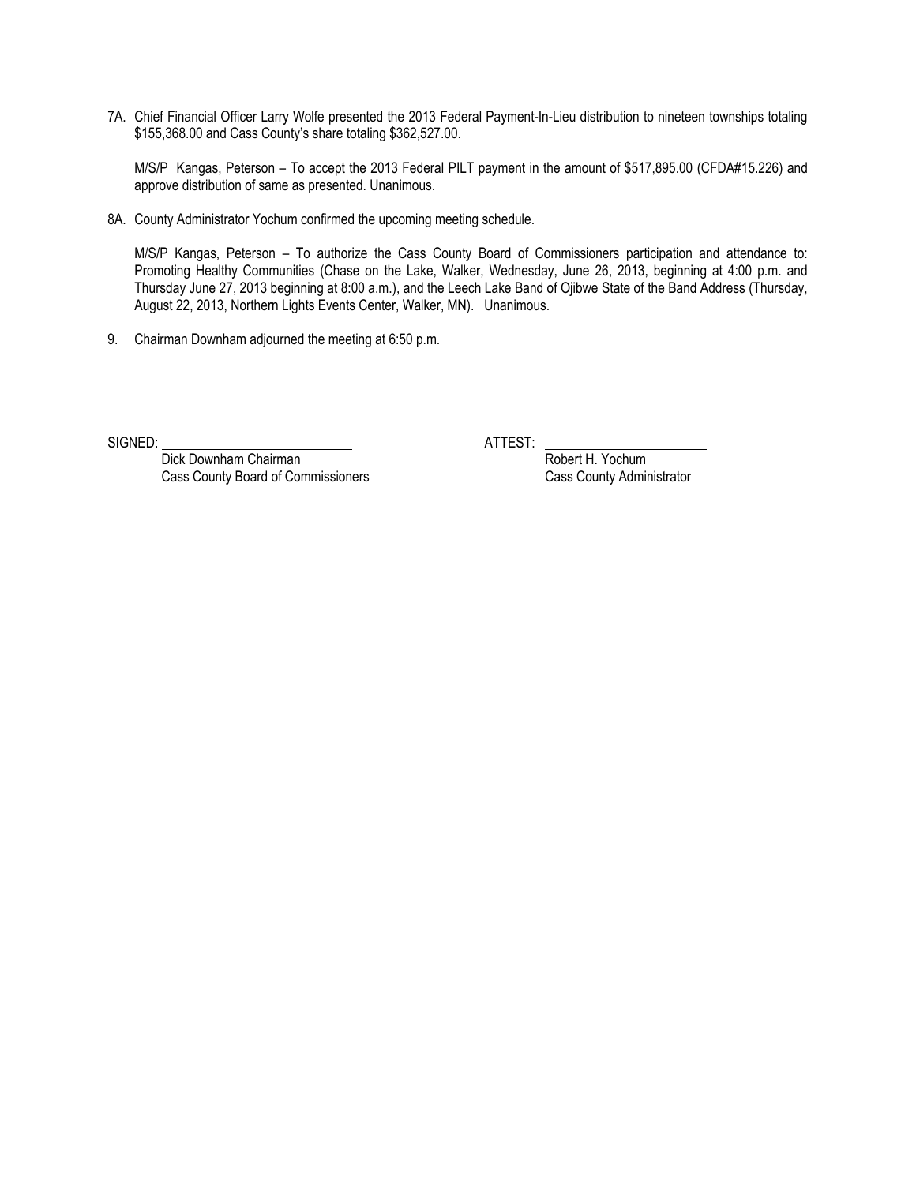7A. Chief Financial Officer Larry Wolfe presented the 2013 Federal Payment-In-Lieu distribution to nineteen townships totaling $155,368.00 and Cass County's share totaling $362,527.00.

M/S/P Kangas, Peterson – To accept the 2013 Federal PILT payment in the amount of $517,895.00 (CFDA#15.226) and approve distribution of same as presented. Unanimous.

8A. County Administrator Yochum confirmed the upcoming meeting schedule.

M/S/P Kangas, Peterson – To authorize the Cass County Board of Commissioners participation and attendance to: Promoting Healthy Communities (Chase on the Lake, Walker, Wednesday, June 26, 2013, beginning at 4:00 p.m. and Thursday June 27, 2013 beginning at 8:00 a.m.), and the Leech Lake Band of Ojibwe State of the Band Address (Thursday, August 22, 2013, Northern Lights Events Center, Walker, MN). Unanimous.

9. Chairman Downham adjourned the meeting at 6:50 p.m.

SIGNED: \_\_\_\_\_\_\_\_\_\_\_\_\_\_\_\_\_\_\_\_\_\_\_\_\_\_\_\_
Dick Downham Chairman
Cass County Board of Commissioners

ATTEST: \_\_\_\_\_\_\_\_\_\_\_\_\_\_\_\_\_\_\_\_\_\_\_\_\_\_\_\_
Robert H. Yochum
Cass County Administrator